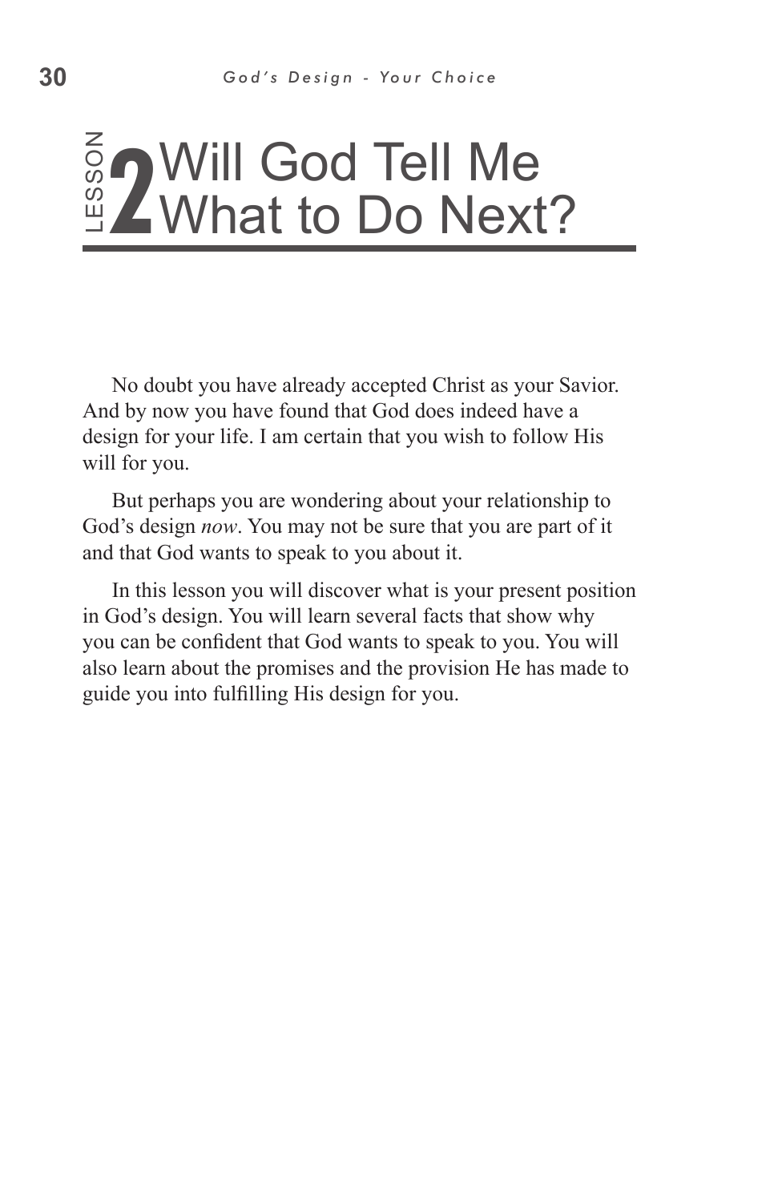# LESSON 2 Will God Tell Me What to Do Next?

No doubt you have already accepted Christ as your Savior. And by now you have found that God does indeed have a design for your life. I am certain that you wish to follow His will for you.

But perhaps you are wondering about your relationship to God's design *now*. You may not be sure that you are part of it and that God wants to speak to you about it.

In this lesson you will discover what is your present position in God's design. You will learn several facts that show why you can be confident that God wants to speak to you. You will also learn about the promises and the provision He has made to guide you into fulfilling His design for you.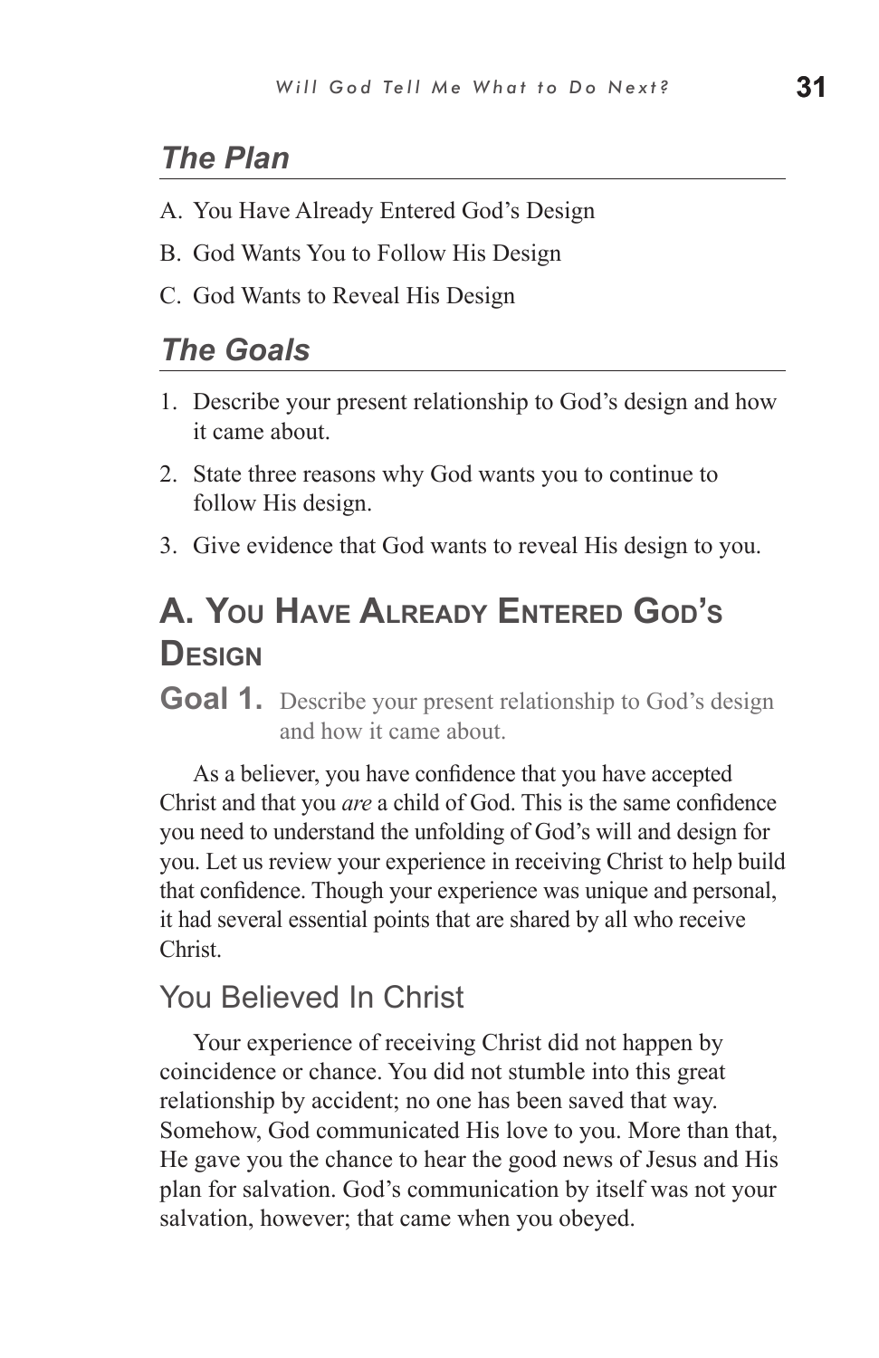## *The Plan*

A. You Have Already Entered God's Design

B. God Wants You to Follow His Design

C. God Wants to Reveal His Design

## *The Goals*

1. Describe your present relationship to God's design and how it came about.
2. State three reasons why God wants you to continue to follow His design.
3. Give evidence that God wants to reveal His design to you.

# A. You Have Already Entered God's Design

**Goal 1.** Describe your present relationship to God's design and how it came about.

As a believer, you have confidence that you have accepted Christ and that you *are* a child of God. This is the same confidence you need to understand the unfolding of God's will and design for you. Let us review your experience in receiving Christ to help build that confidence. Though your experience was unique and personal, it had several essential points that are shared by all who receive Christ.

### You Believed In Christ

Your experience of receiving Christ did not happen by coincidence or chance. You did not stumble into this great relationship by accident; no one has been saved that way. Somehow, God communicated His love to you. More than that, He gave you the chance to hear the good news of Jesus and His plan for salvation. God's communication by itself was not your salvation, however; that came when you obeyed.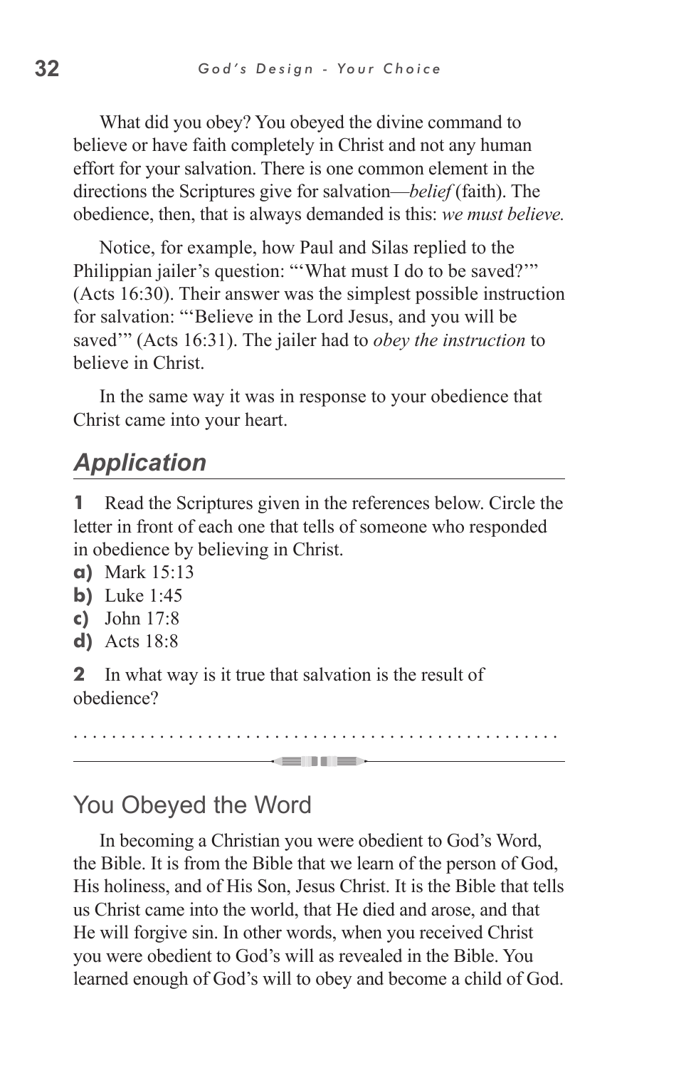What did you obey? You obeyed the divine command to believe or have faith completely in Christ and not any human effort for your salvation. There is one common element in the directions the Scriptures give for salvation—*belief* (faith). The obedience, then, that is always demanded is this: *we must believe.*

Notice, for example, how Paul and Silas replied to the Philippian jailer's question: "'What must I do to be saved?'" (Acts 16:30). Their answer was the simplest possible instruction for salvation: "'Believe in the Lord Jesus, and you will be saved'" (Acts 16:31). The jailer had to *obey the instruction* to believe in Christ.

In the same way it was in response to your obedience that Christ came into your heart.

## Application

**1** Read the Scriptures given in the references below. Circle the letter in front of each one that tells of someone who responded in obedience by believing in Christ.

**a)** Mark 15:13
**b)** Luke 1:45
**c)** John 17:8
**d)** Acts 18:8

**2** In what way is it true that salvation is the result of obedience?

. . . . . . . . . . . . . . . . . . . . . . . . . . . . . . . . . . . . . . . . . . . . . . . . .

---

## You Obeyed the Word

In becoming a Christian you were obedient to God's Word, the Bible. It is from the Bible that we learn of the person of God, His holiness, and of His Son, Jesus Christ. It is the Bible that tells us Christ came into the world, that He died and arose, and that He will forgive sin. In other words, when you received Christ you were obedient to God's will as revealed in the Bible. You learned enough of God's will to obey and become a child of God.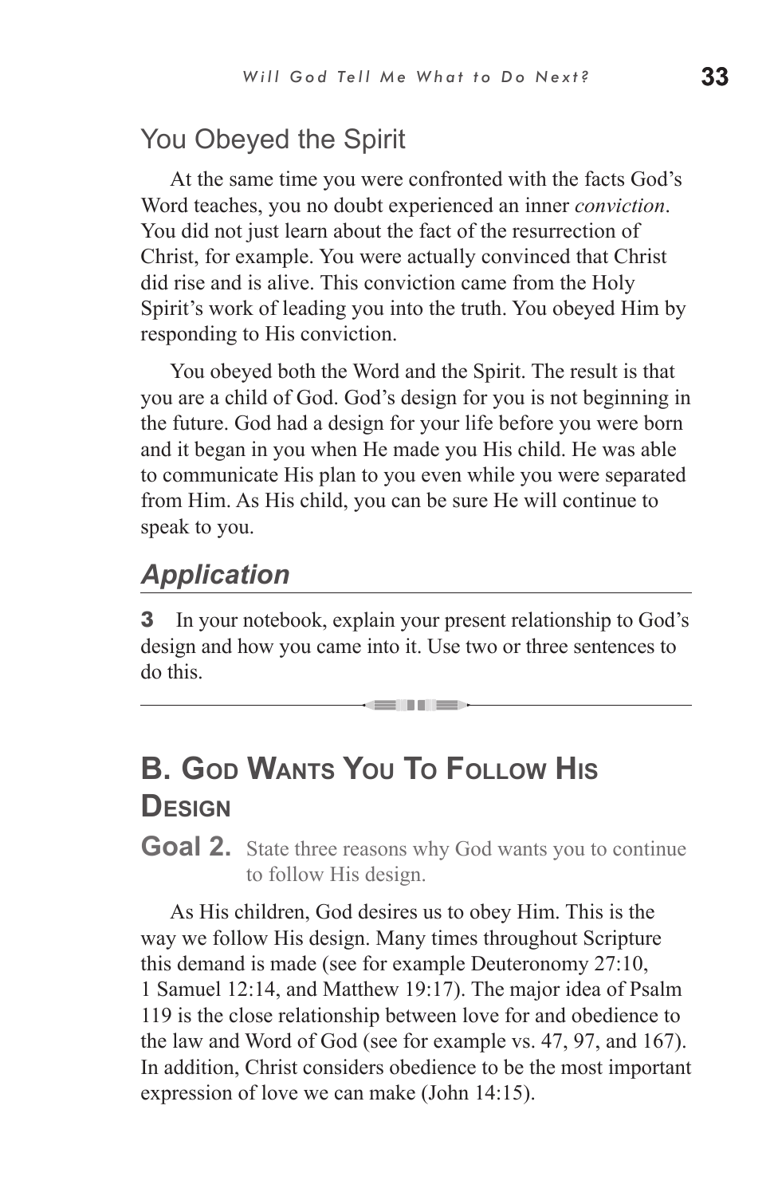## You Obeyed the Spirit

At the same time you were confronted with the facts God's Word teaches, you no doubt experienced an inner *conviction*. You did not just learn about the fact of the resurrection of Christ, for example. You were actually convinced that Christ did rise and is alive. This conviction came from the Holy Spirit's work of leading you into the truth. You obeyed Him by responding to His conviction.

You obeyed both the Word and the Spirit. The result is that you are a child of God. God's design for you is not beginning in the future. God had a design for your life before you were born and it began in you when He made you His child. He was able to communicate His plan to you even while you were separated from Him. As His child, you can be sure He will continue to speak to you.

### *Application*

**3** In your notebook, explain your present relationship to God's design and how you came into it. Use two or three sentences to do this.

---

# B. God Wants You To Follow His Design

**Goal 2.** State three reasons why God wants you to continue to follow His design.

As His children, God desires us to obey Him. This is the way we follow His design. Many times throughout Scripture this demand is made (see for example Deuteronomy 27:10, 1 Samuel 12:14, and Matthew 19:17). The major idea of Psalm 119 is the close relationship between love for and obedience to the law and Word of God (see for example vs. 47, 97, and 167). In addition, Christ considers obedience to be the most important expression of love we can make (John 14:15).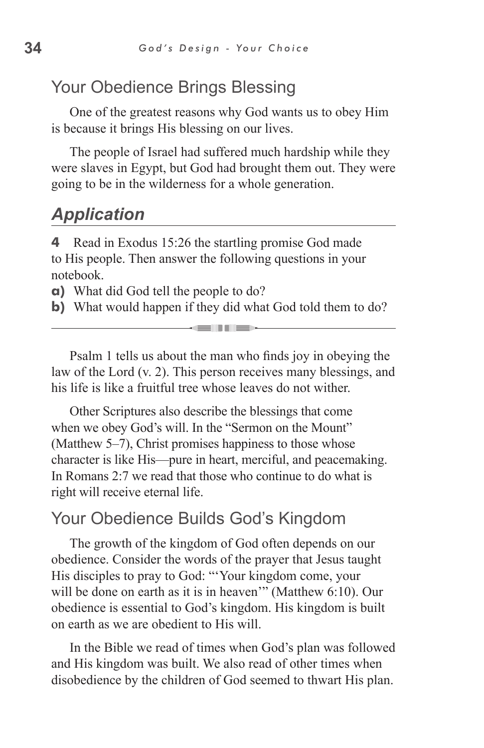## Your Obedience Brings Blessing

One of the greatest reasons why God wants us to obey Him is because it brings His blessing on our lives.

The people of Israel had suffered much hardship while they were slaves in Egypt, but God had brought them out. They were going to be in the wilderness for a whole generation.

### *Application*

**4** Read in Exodus 15:26 the startling promise God made to His people. Then answer the following questions in your notebook.

**a)** What did God tell the people to do?

**b)** What would happen if they did what God told them to do?

---

Psalm 1 tells us about the man who finds joy in obeying the law of the Lord (v. 2). This person receives many blessings, and his life is like a fruitful tree whose leaves do not wither.

Other Scriptures also describe the blessings that come when we obey God's will. In the "Sermon on the Mount" (Matthew 5–7), Christ promises happiness to those whose character is like His—pure in heart, merciful, and peacemaking. In Romans 2:7 we read that those who continue to do what is right will receive eternal life.

## Your Obedience Builds God's Kingdom

The growth of the kingdom of God often depends on our obedience. Consider the words of the prayer that Jesus taught His disciples to pray to God: "'Your kingdom come, your will be done on earth as it is in heaven'" (Matthew 6:10). Our obedience is essential to God's kingdom. His kingdom is built on earth as we are obedient to His will.

In the Bible we read of times when God's plan was followed and His kingdom was built. We also read of other times when disobedience by the children of God seemed to thwart His plan.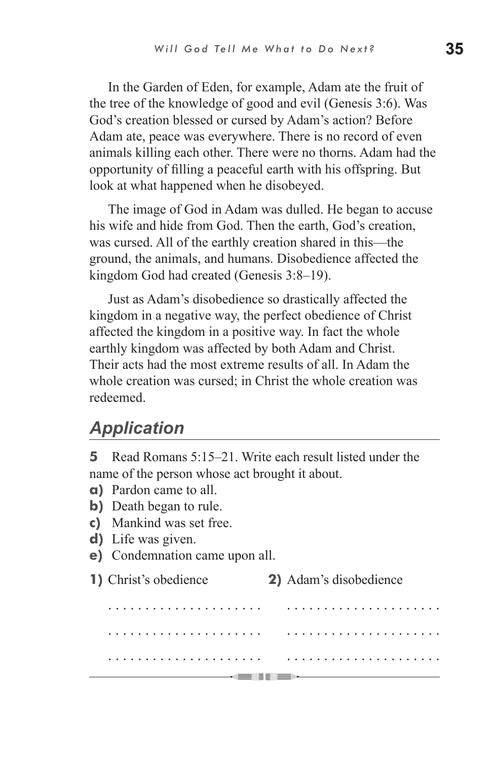In the Garden of Eden, for example, Adam ate the fruit of the tree of the knowledge of good and evil (Genesis 3:6). Was God's creation blessed or cursed by Adam's action? Before Adam ate, peace was everywhere. There is no record of even animals killing each other. There were no thorns. Adam had the opportunity of filling a peaceful earth with his offspring. But look at what happened when he disobeyed.

The image of God in Adam was dulled. He began to accuse his wife and hide from God. Then the earth, God's creation, was cursed. All of the earthly creation shared in this—the ground, the animals, and humans. Disobedience affected the kingdom God had created (Genesis 3:8–19).

Just as Adam's disobedience so drastically affected the kingdom in a negative way, the perfect obedience of Christ affected the kingdom in a positive way. In fact the whole earthly kingdom was affected by both Adam and Christ. Their acts had the most extreme results of all. In Adam the whole creation was cursed; in Christ the whole creation was redeemed.

## *Application*

**5** Read Romans 5:15–21. Write each result listed under the name of the person whose act brought it about.

**a)** Pardon came to all.
**b)** Death began to rule.
**c)** Mankind was set free.
**d)** Life was given.
**e)** Condemnation came upon all.

| **1)** Christ's obedience | **2)** Adam's disobedience |
| --- | --- |
| . . . . . . . . . . . . . . . . . . . . | . . . . . . . . . . . . . . . . . . . . |
| . . . . . . . . . . . . . . . . . . . . | . . . . . . . . . . . . . . . . . . . . |
| . . . . . . . . . . . . . . . . . . . . | . . . . . . . . . . . . . . . . . . . . |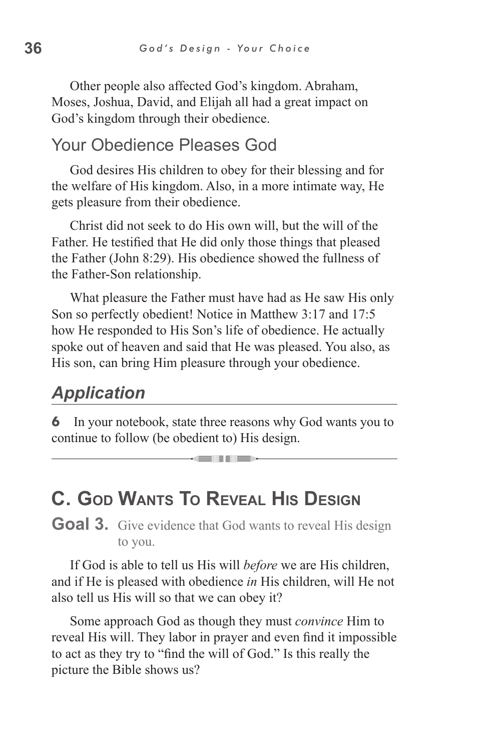Other people also affected God's kingdom. Abraham, Moses, Joshua, David, and Elijah all had a great impact on God's kingdom through their obedience.

## Your Obedience Pleases God

God desires His children to obey for their blessing and for the welfare of His kingdom. Also, in a more intimate way, He gets pleasure from their obedience.

Christ did not seek to do His own will, but the will of the Father. He testified that He did only those things that pleased the Father (John 8:29). His obedience showed the fullness of the Father-Son relationship.

What pleasure the Father must have had as He saw His only Son so perfectly obedient! Notice in Matthew 3:17 and 17:5 how He responded to His Son's life of obedience. He actually spoke out of heaven and said that He was pleased. You also, as His son, can bring Him pleasure through your obedience.

### *Application*

**6** In your notebook, state three reasons why God wants you to continue to follow (be obedient to) His design.

---

# C. God Wants To Reveal His Design

**Goal 3.** Give evidence that God wants to reveal His design to you.

If God is able to tell us His will *before* we are His children, and if He is pleased with obedience *in* His children, will He not also tell us His will so that we can obey it?

Some approach God as though they must *convince* Him to reveal His will. They labor in prayer and even find it impossible to act as they try to "find the will of God." Is this really the picture the Bible shows us?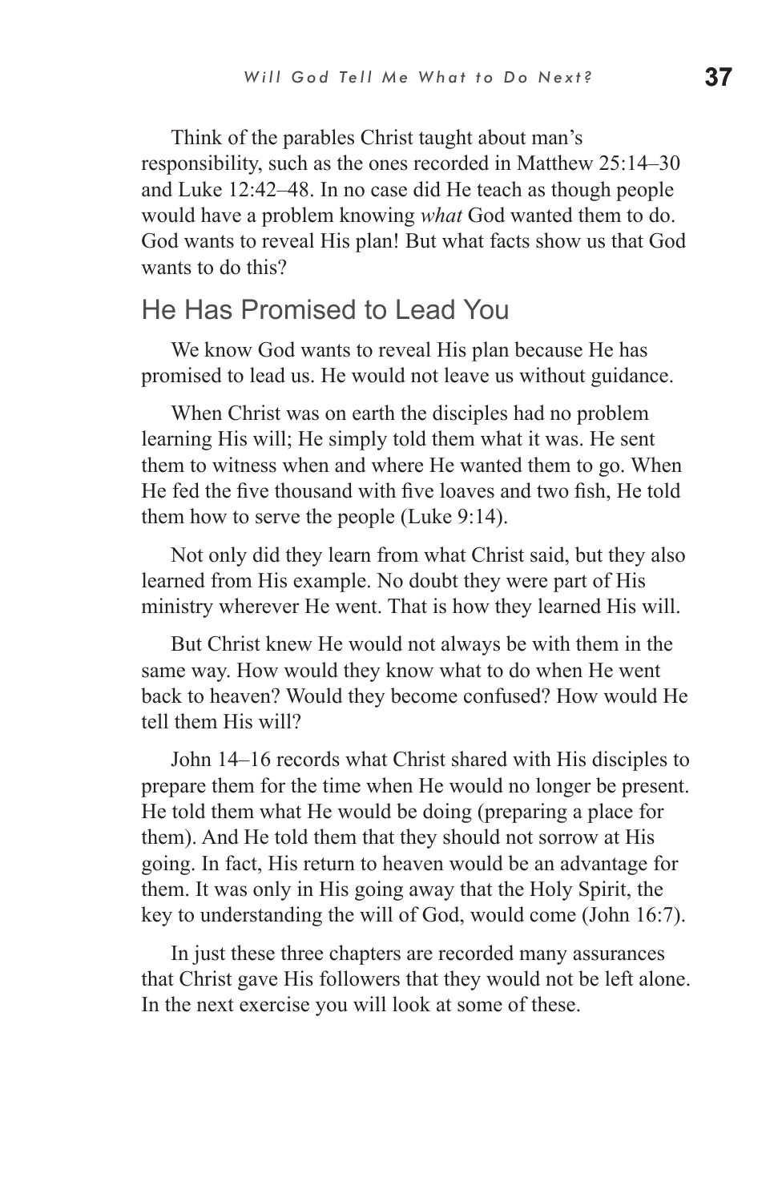Think of the parables Christ taught about man's responsibility, such as the ones recorded in Matthew 25:14–30 and Luke 12:42–48. In no case did He teach as though people would have a problem knowing *what* God wanted them to do. God wants to reveal His plan! But what facts show us that God wants to do this?

## He Has Promised to Lead You

We know God wants to reveal His plan because He has promised to lead us. He would not leave us without guidance.

When Christ was on earth the disciples had no problem learning His will; He simply told them what it was. He sent them to witness when and where He wanted them to go. When He fed the five thousand with five loaves and two fish, He told them how to serve the people (Luke 9:14).

Not only did they learn from what Christ said, but they also learned from His example. No doubt they were part of His ministry wherever He went. That is how they learned His will.

But Christ knew He would not always be with them in the same way. How would they know what to do when He went back to heaven? Would they become confused? How would He tell them His will?

John 14–16 records what Christ shared with His disciples to prepare them for the time when He would no longer be present. He told them what He would be doing (preparing a place for them). And He told them that they should not sorrow at His going. In fact, His return to heaven would be an advantage for them. It was only in His going away that the Holy Spirit, the key to understanding the will of God, would come (John 16:7).

In just these three chapters are recorded many assurances that Christ gave His followers that they would not be left alone. In the next exercise you will look at some of these.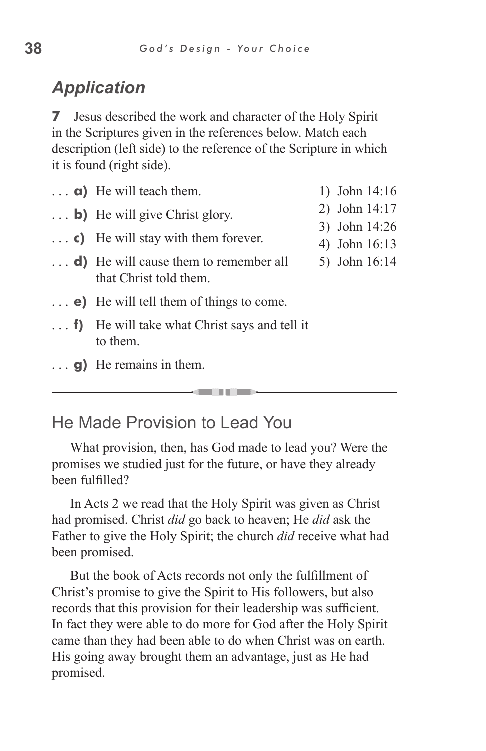## *Application*

**7** Jesus described the work and character of the Holy Spirit in the Scriptures given in the references below. Match each description (left side) to the reference of the Scripture in which it is found (right side).

. . . **a)** He will teach them.

. . . **b)** He will give Christ glory.

. . . **c)** He will stay with them forever.

. . . **d)** He will cause them to remember all that Christ told them.

. . . **e)** He will tell them of things to come.

. . . **f)** He will take what Christ says and tell it to them.

. . . **g)** He remains in them.

1) John 14:16
2) John 14:17
3) John 14:26
4) John 16:13
5) John 16:14

## He Made Provision to Lead You

What provision, then, has God made to lead you? Were the promises we studied just for the future, or have they already been fulfilled?

In Acts 2 we read that the Holy Spirit was given as Christ had promised. Christ *did* go back to heaven; He *did* ask the Father to give the Holy Spirit; the church *did* receive what had been promised.

But the book of Acts records not only the fulfillment of Christ's promise to give the Spirit to His followers, but also records that this provision for their leadership was sufficient. In fact they were able to do more for God after the Holy Spirit came than they had been able to do when Christ was on earth. His going away brought them an advantage, just as He had promised.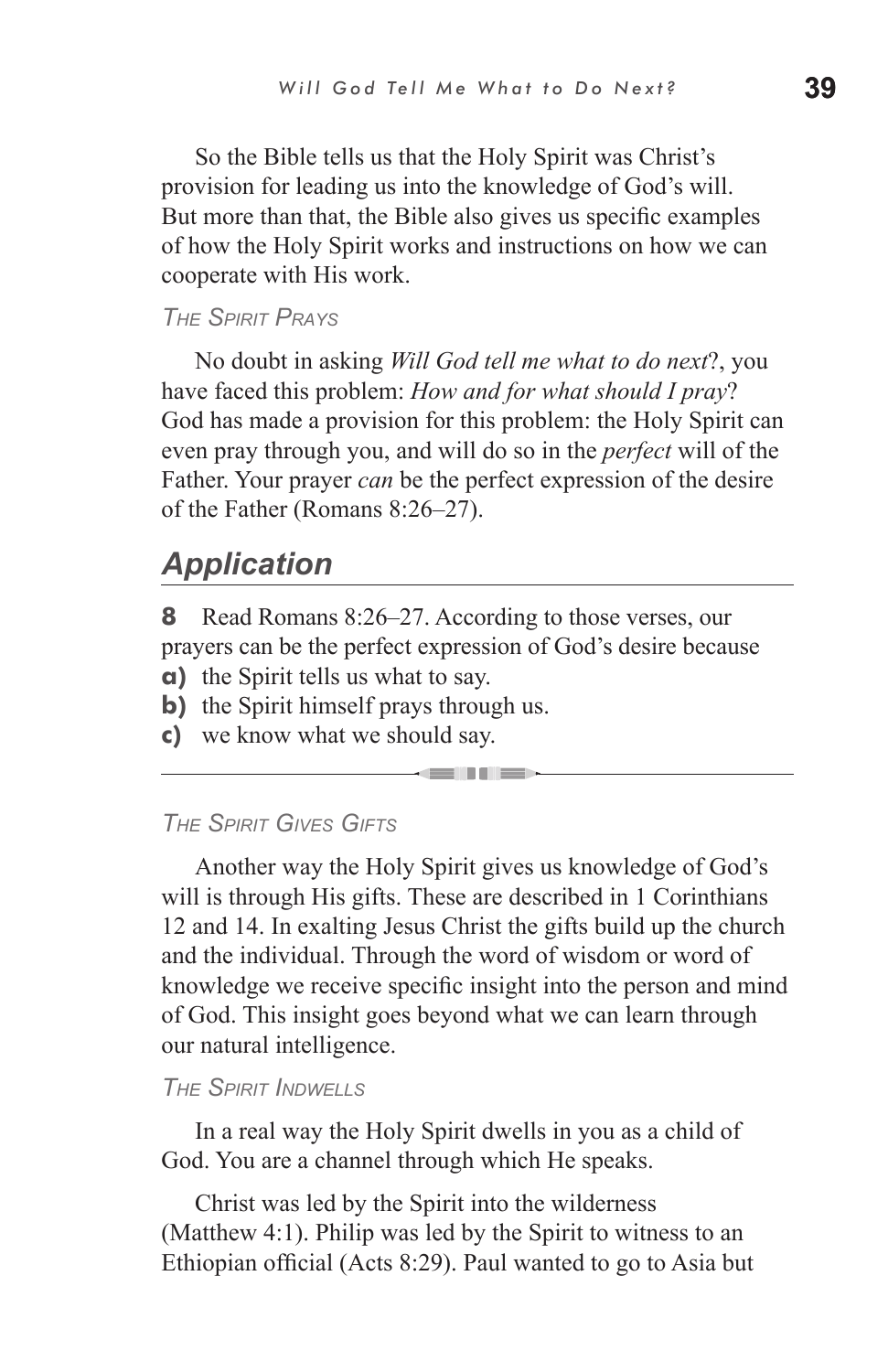So the Bible tells us that the Holy Spirit was Christ's provision for leading us into the knowledge of God's will. But more than that, the Bible also gives us specific examples of how the Holy Spirit works and instructions on how we can cooperate with His work.

### *The Spirit Prays*

No doubt in asking *Will God tell me what to do next*?, you have faced this problem: *How and for what should I pray*? God has made a provision for this problem: the Holy Spirit can even pray through you, and will do so in the *perfect* will of the Father. Your prayer *can* be the perfect expression of the desire of the Father (Romans 8:26–27).

## *Application*

**8** Read Romans 8:26–27. According to those verses, our prayers can be the perfect expression of God's desire because

**a)** the Spirit tells us what to say.
**b)** the Spirit himself prays through us.
**c)** we know what we should say.

---

### *The Spirit Gives Gifts*

Another way the Holy Spirit gives us knowledge of God's will is through His gifts. These are described in 1 Corinthians 12 and 14. In exalting Jesus Christ the gifts build up the church and the individual. Through the word of wisdom or word of knowledge we receive specific insight into the person and mind of God. This insight goes beyond what we can learn through our natural intelligence.

### *The Spirit Indwells*

In a real way the Holy Spirit dwells in you as a child of God. You are a channel through which He speaks.

Christ was led by the Spirit into the wilderness (Matthew 4:1). Philip was led by the Spirit to witness to an Ethiopian official (Acts 8:29). Paul wanted to go to Asia but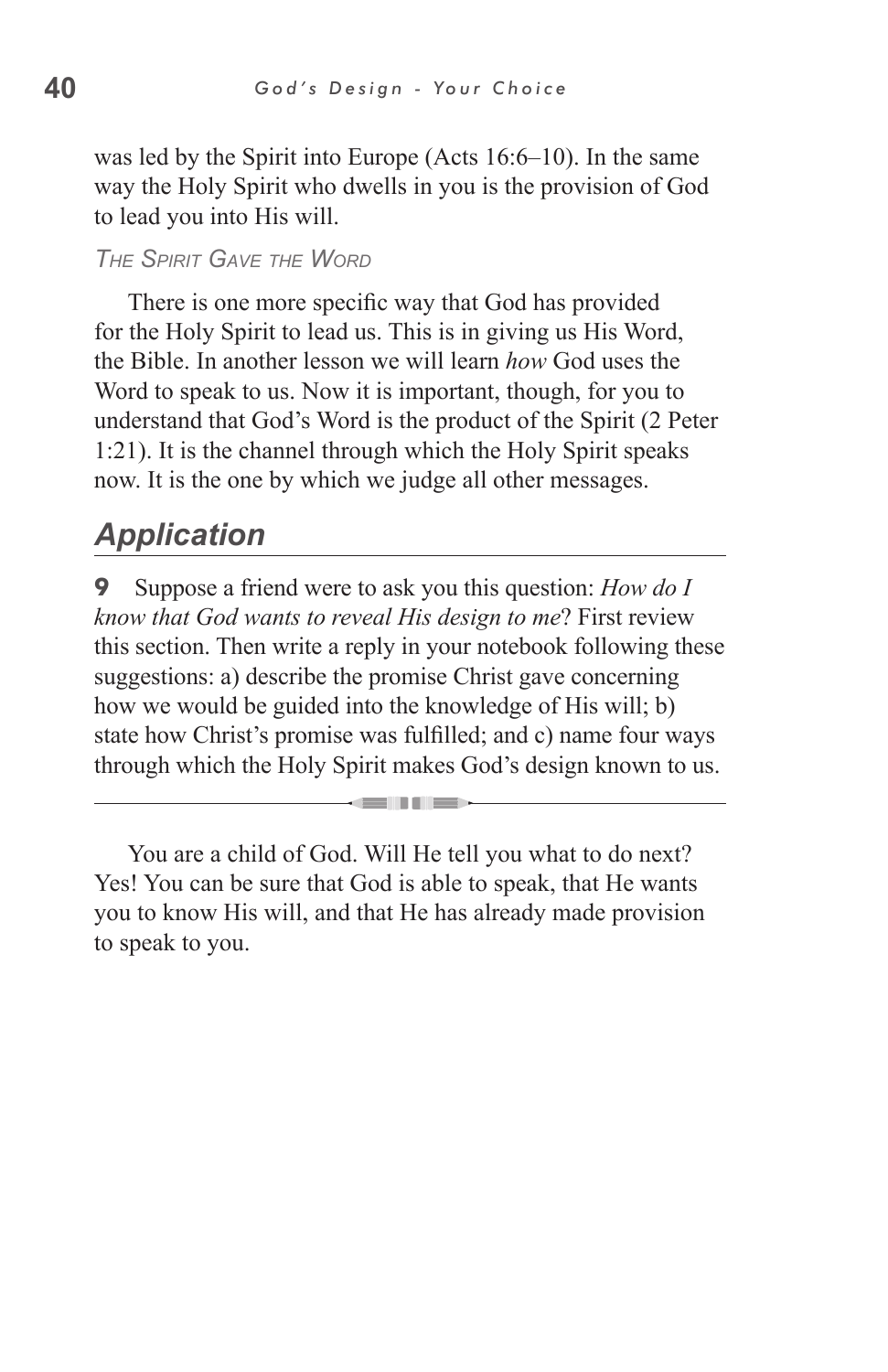was led by the Spirit into Europe (Acts 16:6–10). In the same way the Holy Spirit who dwells in you is the provision of God to lead you into His will.

#### *The Spirit Gave the Word*

There is one more specific way that God has provided for the Holy Spirit to lead us. This is in giving us His Word, the Bible. In another lesson we will learn *how* God uses the Word to speak to us. Now it is important, though, for you to understand that God's Word is the product of the Spirit (2 Peter 1:21). It is the channel through which the Holy Spirit speaks now. It is the one by which we judge all other messages.

## *Application*

**9** Suppose a friend were to ask you this question: *How do I know that God wants to reveal His design to me*? First review this section. Then write a reply in your notebook following these suggestions: a) describe the promise Christ gave concerning how we would be guided into the knowledge of His will; b) state how Christ's promise was fulfilled; and c) name four ways through which the Holy Spirit makes God's design known to us.

---

You are a child of God. Will He tell you what to do next? Yes! You can be sure that God is able to speak, that He wants you to know His will, and that He has already made provision to speak to you.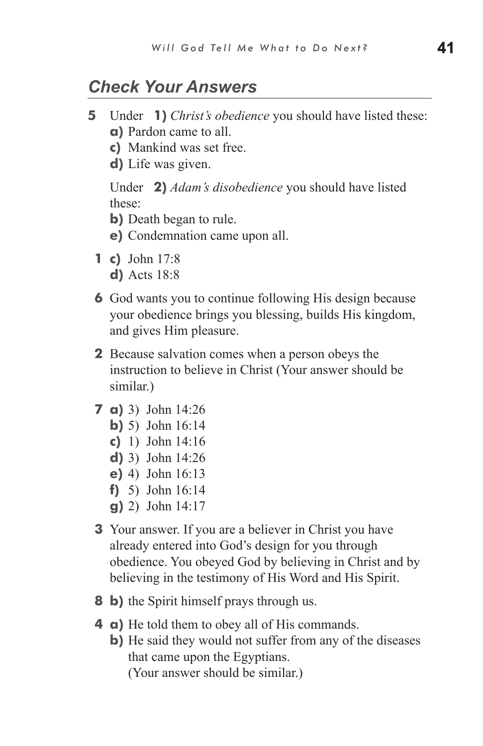## Check Your Answers

**5** Under **1)** *Christ's obedience* you should have listed these:

**a)** Pardon came to all.
**c)** Mankind was set free.
**d)** Life was given.

Under **2)** *Adam's disobedience* you should have listed these:

**b)** Death began to rule.
**e)** Condemnation came upon all.

**1** **c)** John 17:8
**d)** Acts 18:8

**6** God wants you to continue following His design because your obedience brings you blessing, builds His kingdom, and gives Him pleasure.

**2** Because salvation comes when a person obeys the instruction to believe in Christ (Your answer should be similar.)

**7** **a)** 3) John 14:26
**b)** 5) John 16:14
**c)** 1) John 14:16
**d)** 3) John 14:26
**e)** 4) John 16:13
**f)** 5) John 16:14
**g)** 2) John 14:17

**3** Your answer. If you are a believer in Christ you have already entered into God's design for you through obedience. You obeyed God by believing in Christ and by believing in the testimony of His Word and His Spirit.

**8** **b)** the Spirit himself prays through us.

**4** **a)** He told them to obey all of His commands.
**b)** He said they would not suffer from any of the diseases that came upon the Egyptians.
(Your answer should be similar.)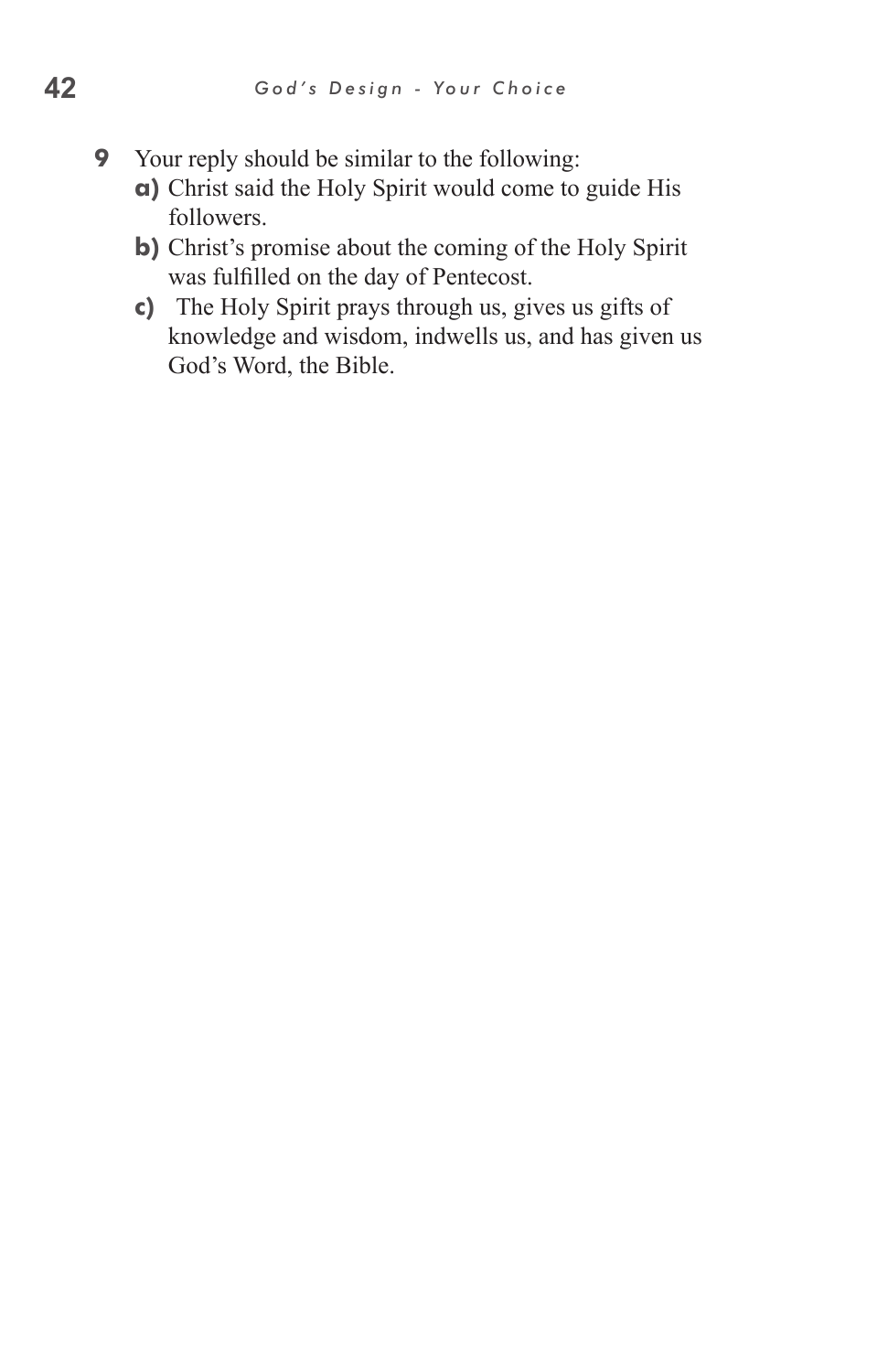**9** Your reply should be similar to the following:

**a)** Christ said the Holy Spirit would come to guide His followers.

**b)** Christ's promise about the coming of the Holy Spirit was fulfilled on the day of Pentecost.

**c)** The Holy Spirit prays through us, gives us gifts of knowledge and wisdom, indwells us, and has given us God's Word, the Bible.